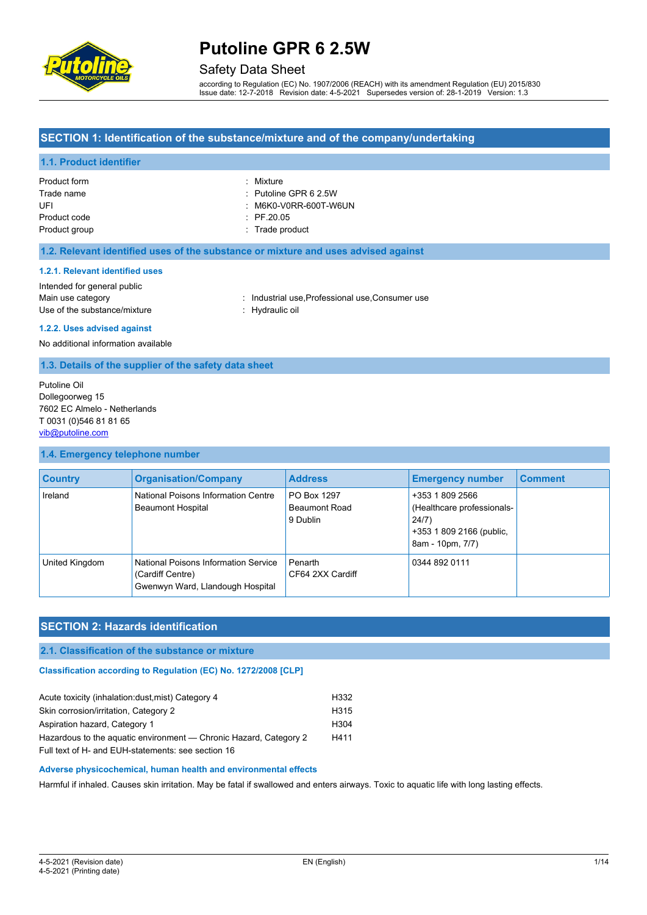# Putoline GPR 6 2.5W

## Safety Data Sheet

according to Regulation (EC) No. 1907/2006 (REACH) with its amendment Regulation (EU) 2015/830
Issue date: 12-7-2018 Revision date: 4-5-2021 Supersedes version of: 28-1-2019 Version: 1.3

## SECTION 1: Identification of the substance/mixture and of the company/undertaking

### 1.1. Product identifier

| | |
|---|---|
| Product form | : Mixture |
| Trade name | : Putoline GPR 6 2.5W |
| UFI | : M6K0-V0RR-600T-W6UN |
| Product code | : PF.20.05 |
| Product group | : Trade product |

### 1.2. Relevant identified uses of the substance or mixture and uses advised against

#### 1.2.1. Relevant identified uses

Intended for general public

| | |
|---|---|
| Main use category | : Industrial use,Professional use,Consumer use |
| Use of the substance/mixture | : Hydraulic oil |

#### 1.2.2. Uses advised against

No additional information available

### 1.3. Details of the supplier of the safety data sheet

Putoline Oil
Dollegoorweg 15
7602 EC Almelo - Netherlands
T 0031 (0)546 81 81 65
vib@putoline.com

### 1.4. Emergency telephone number

| Country | Organisation/Company | Address | Emergency number | Comment |
|---|---|---|---|---|
| Ireland | National Poisons Information Centre Beaumont Hospital | PO Box 1297 Beaumont Road 9 Dublin | +353 1 809 2566 (Healthcare professionals-24/7) +353 1 809 2166 (public, 8am - 10pm, 7/7) | |
| United Kingdom | National Poisons Information Service (Cardiff Centre) Gwenwyn Ward, Llandough Hospital | Penarth CF64 2XX Cardiff | 0344 892 0111 | |

## SECTION 2: Hazards identification

### 2.1. Classification of the substance or mixture

**Classification according to Regulation (EC) No. 1272/2008 [CLP]**

| | |
|---|---|
| Acute toxicity (inhalation:dust,mist) Category 4 | H332 |
| Skin corrosion/irritation, Category 2 | H315 |
| Aspiration hazard, Category 1 | H304 |
| Hazardous to the aquatic environment — Chronic Hazard, Category 2 | H411 |

Full text of H- and EUH-statements: see section 16

**Adverse physicochemical, human health and environmental effects**

Harmful if inhaled. Causes skin irritation. May be fatal if swallowed and enters airways. Toxic to aquatic life with long lasting effects.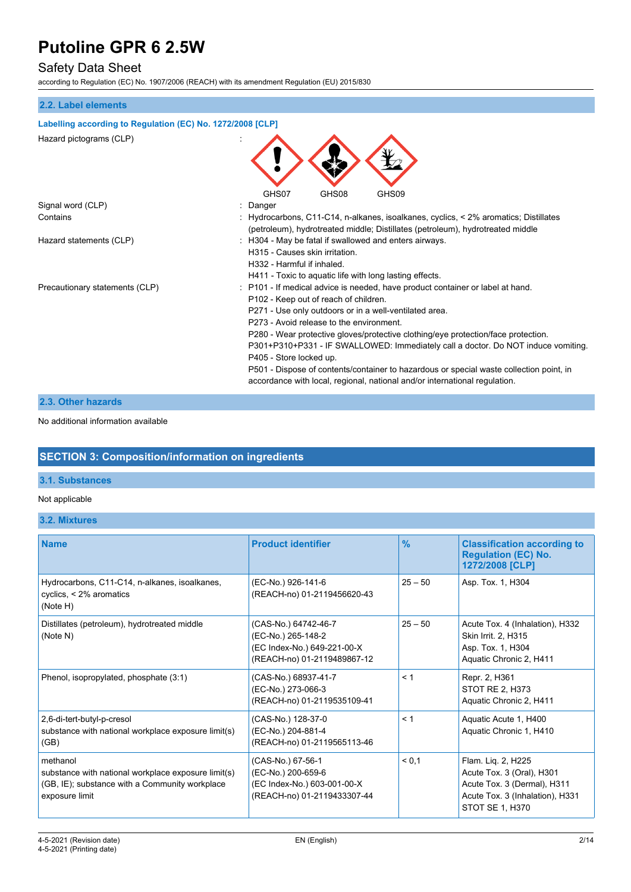### 2.2. Label elements

**Labelling according to Regulation (EC) No. 1272/2008 [CLP]**

Hazard pictograms (CLP) :

GHS07 GHS08 GHS09

Signal word (CLP) : Danger

Contains : Hydrocarbons, C11-C14, n-alkanes, isoalkanes, cyclics, < 2% aromatics; Distillates (petroleum), hydrotreated middle; Distillates (petroleum), hydrotreated middle

Hazard statements (CLP) :
- H304 - May be fatal if swallowed and enters airways.
- H315 - Causes skin irritation.
- H332 - Harmful if inhaled.
- H411 - Toxic to aquatic life with long lasting effects.

Precautionary statements (CLP) :
- P101 - If medical advice is needed, have product container or label at hand.
- P102 - Keep out of reach of children.
- P271 - Use only outdoors or in a well-ventilated area.
- P273 - Avoid release to the environment.
- P280 - Wear protective gloves/protective clothing/eye protection/face protection.
- P301+P310+P331 - IF SWALLOWED: Immediately call a doctor. Do NOT induce vomiting.
- P405 - Store locked up.
- P501 - Dispose of contents/container to hazardous or special waste collection point, in accordance with local, regional, national and/or international regulation.

### 2.3. Other hazards

No additional information available

## SECTION 3: Composition/information on ingredients

### 3.1. Substances

Not applicable

### 3.2. Mixtures

| Name | Product identifier | % | Classification according to Regulation (EC) No. 1272/2008 [CLP] |
|---|---|---|---|
| Hydrocarbons, C11-C14, n-alkanes, isoalkanes, cyclics, < 2% aromatics (Note H) | (EC-No.) 926-141-6<br>(REACH-no) 01-2119456620-43 | 25 – 50 | Asp. Tox. 1, H304 |
| Distillates (petroleum), hydrotreated middle (Note N) | (CAS-No.) 64742-46-7<br>(EC-No.) 265-148-2<br>(EC Index-No.) 649-221-00-X<br>(REACH-no) 01-2119489867-12 | 25 – 50 | Acute Tox. 4 (Inhalation), H332<br>Skin Irrit. 2, H315<br>Asp. Tox. 1, H304<br>Aquatic Chronic 2, H411 |
| Phenol, isopropylated, phosphate (3:1) | (CAS-No.) 68937-41-7<br>(EC-No.) 273-066-3<br>(REACH-no) 01-2119535109-41 | < 1 | Repr. 2, H361<br>STOT RE 2, H373<br>Aquatic Chronic 2, H411 |
| 2,6-di-tert-butyl-p-cresol<br>substance with national workplace exposure limit(s) (GB) | (CAS-No.) 128-37-0<br>(EC-No.) 204-881-4<br>(REACH-no) 01-2119565113-46 | < 1 | Aquatic Acute 1, H400<br>Aquatic Chronic 1, H410 |
| methanol<br>substance with national workplace exposure limit(s) (GB, IE); substance with a Community workplace exposure limit | (CAS-No.) 67-56-1<br>(EC-No.) 200-659-6<br>(EC Index-No.) 603-001-00-X<br>(REACH-no) 01-2119433307-44 | < 0,1 | Flam. Liq. 2, H225<br>Acute Tox. 3 (Oral), H301<br>Acute Tox. 3 (Dermal), H311<br>Acute Tox. 3 (Inhalation), H331<br>STOT SE 1, H370 |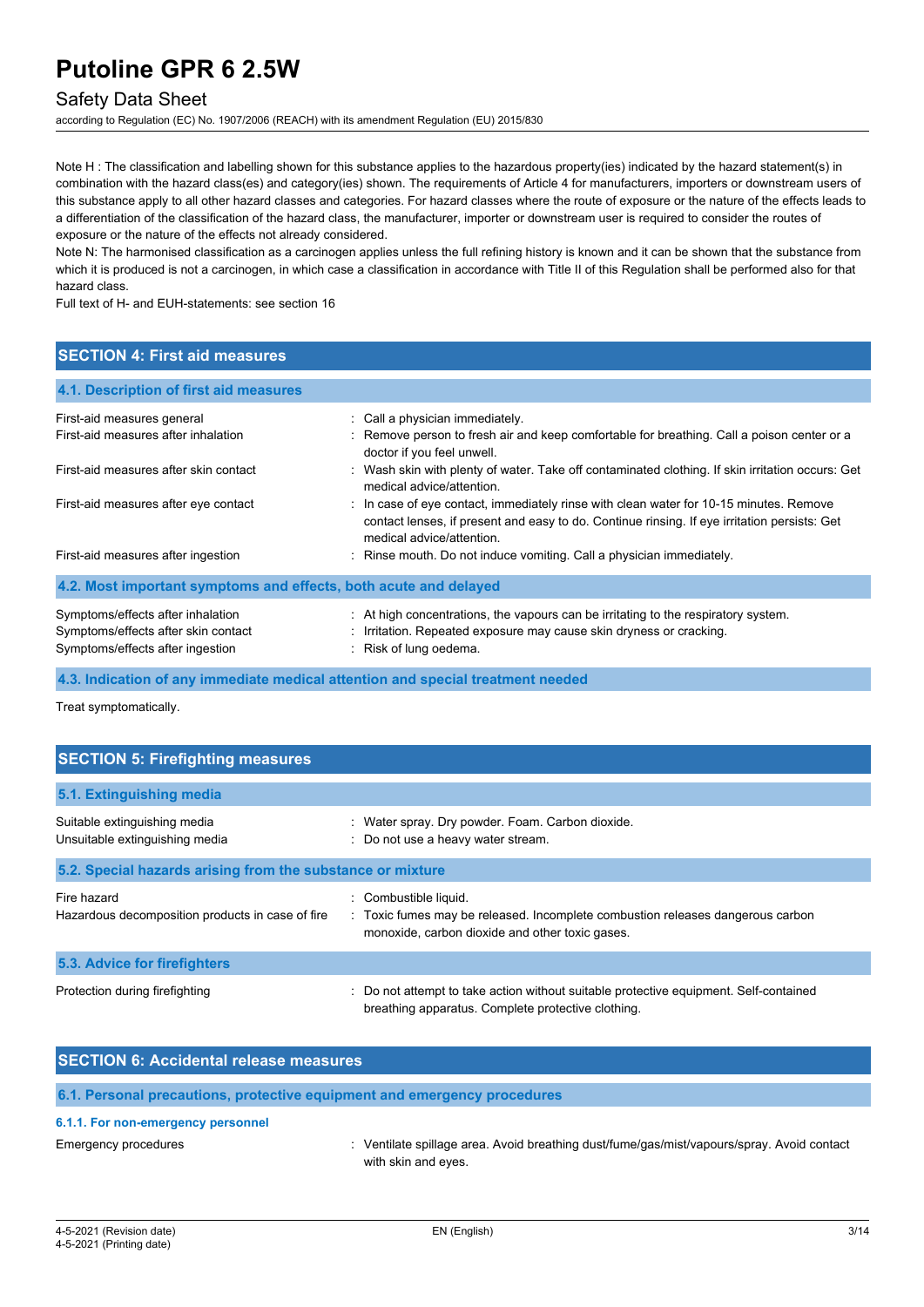Note H : The classification and labelling shown for this substance applies to the hazardous property(ies) indicated by the hazard statement(s) in combination with the hazard class(es) and category(ies) shown. The requirements of Article 4 for manufacturers, importers or downstream users of this substance apply to all other hazard classes and categories. For hazard classes where the route of exposure or the nature of the effects leads to a differentiation of the classification of the hazard class, the manufacturer, importer or downstream user is required to consider the routes of exposure or the nature of the effects not already considered.

Note N: The harmonised classification as a carcinogen applies unless the full refining history is known and it can be shown that the substance from which it is produced is not a carcinogen, in which case a classification in accordance with Title II of this Regulation shall be performed also for that hazard class.

Full text of H- and EUH-statements: see section 16

## SECTION 4: First aid measures

### 4.1. Description of first aid measures

| | |
|---|---|
| First-aid measures general | : Call a physician immediately. |
| First-aid measures after inhalation | : Remove person to fresh air and keep comfortable for breathing. Call a poison center or a doctor if you feel unwell. |
| First-aid measures after skin contact | : Wash skin with plenty of water. Take off contaminated clothing. If skin irritation occurs: Get medical advice/attention. |
| First-aid measures after eye contact | : In case of eye contact, immediately rinse with clean water for 10-15 minutes. Remove contact lenses, if present and easy to do. Continue rinsing. If eye irritation persists: Get medical advice/attention. |
| First-aid measures after ingestion | : Rinse mouth. Do not induce vomiting. Call a physician immediately. |

### 4.2. Most important symptoms and effects, both acute and delayed

| | |
|---|---|
| Symptoms/effects after inhalation | : At high concentrations, the vapours can be irritating to the respiratory system. |
| Symptoms/effects after skin contact | : Irritation. Repeated exposure may cause skin dryness or cracking. |
| Symptoms/effects after ingestion | : Risk of lung oedema. |

### 4.3. Indication of any immediate medical attention and special treatment needed

Treat symptomatically.

## SECTION 5: Firefighting measures

### 5.1. Extinguishing media

| | |
|---|---|
| Suitable extinguishing media | : Water spray. Dry powder. Foam. Carbon dioxide. |
| Unsuitable extinguishing media | : Do not use a heavy water stream. |

### 5.2. Special hazards arising from the substance or mixture

| | |
|---|---|
| Fire hazard | : Combustible liquid. |
| Hazardous decomposition products in case of fire | : Toxic fumes may be released. Incomplete combustion releases dangerous carbon monoxide, carbon dioxide and other toxic gases. |

### 5.3. Advice for firefighters

| | |
|---|---|
| Protection during firefighting | : Do not attempt to take action without suitable protective equipment. Self-contained breathing apparatus. Complete protective clothing. |

## SECTION 6: Accidental release measures

### 6.1. Personal precautions, protective equipment and emergency procedures

#### 6.1.1. For non-emergency personnel

| | |
|---|---|
| Emergency procedures | : Ventilate spillage area. Avoid breathing dust/fume/gas/mist/vapours/spray. Avoid contact with skin and eyes. |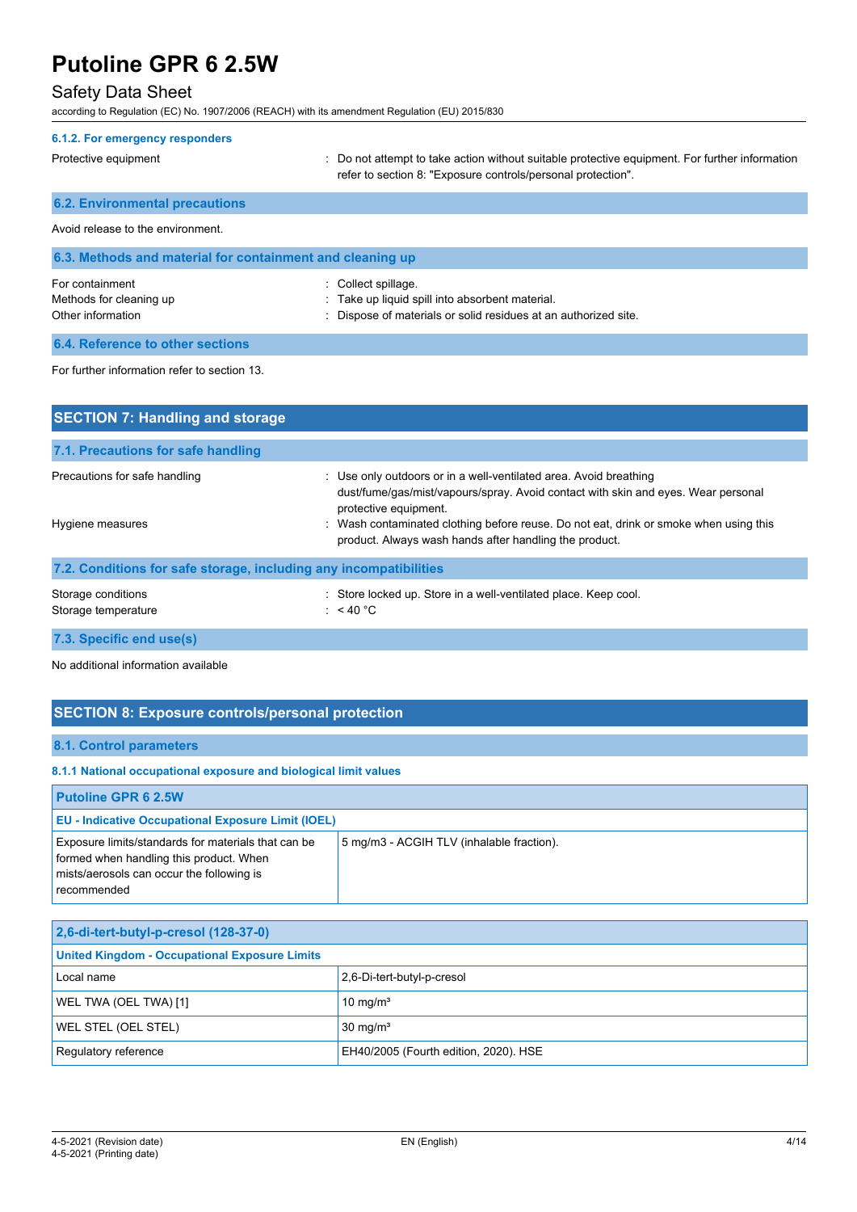#### 6.1.2. For emergency responders

| | |
|---|---|
| Protective equipment | : Do not attempt to take action without suitable protective equipment. For further information refer to section 8: "Exposure controls/personal protection". |

### 6.2. Environmental precautions

Avoid release to the environment.

### 6.3. Methods and material for containment and cleaning up

| | |
|---|---|
| For containment | : Collect spillage. |
| Methods for cleaning up | : Take up liquid spill into absorbent material. |
| Other information | : Dispose of materials or solid residues at an authorized site. |

### 6.4. Reference to other sections

For further information refer to section 13.

## SECTION 7: Handling and storage

### 7.1. Precautions for safe handling

| | |
|---|---|
| Precautions for safe handling | : Use only outdoors or in a well-ventilated area. Avoid breathing dust/fume/gas/mist/vapours/spray. Avoid contact with skin and eyes. Wear personal protective equipment. |
| Hygiene measures | : Wash contaminated clothing before reuse. Do not eat, drink or smoke when using this product. Always wash hands after handling the product. |

### 7.2. Conditions for safe storage, including any incompatibilities

| | |
|---|---|
| Storage conditions | : Store locked up. Store in a well-ventilated place. Keep cool. |
| Storage temperature | : < 40 °C |

### 7.3. Specific end use(s)

No additional information available

## SECTION 8: Exposure controls/personal protection

### 8.1. Control parameters

#### 8.1.1 National occupational exposure and biological limit values

| **Putoline GPR 6 2.5W** | |
|---|---|
| **EU - Indicative Occupational Exposure Limit (IOEL)** | |
| Exposure limits/standards for materials that can be formed when handling this product. When mists/aerosols can occur the following is recommended | 5 mg/m3 - ACGIH TLV (inhalable fraction). |

| **2,6-di-tert-butyl-p-cresol (128-37-0)** | |
|---|---|
| **United Kingdom - Occupational Exposure Limits** | |
| Local name | 2,6-Di-tert-butyl-p-cresol |
| WEL TWA (OEL TWA) [1] | 10 mg/m³ |
| WEL STEL (OEL STEL) | 30 mg/m³ |
| Regulatory reference | EH40/2005 (Fourth edition, 2020). HSE |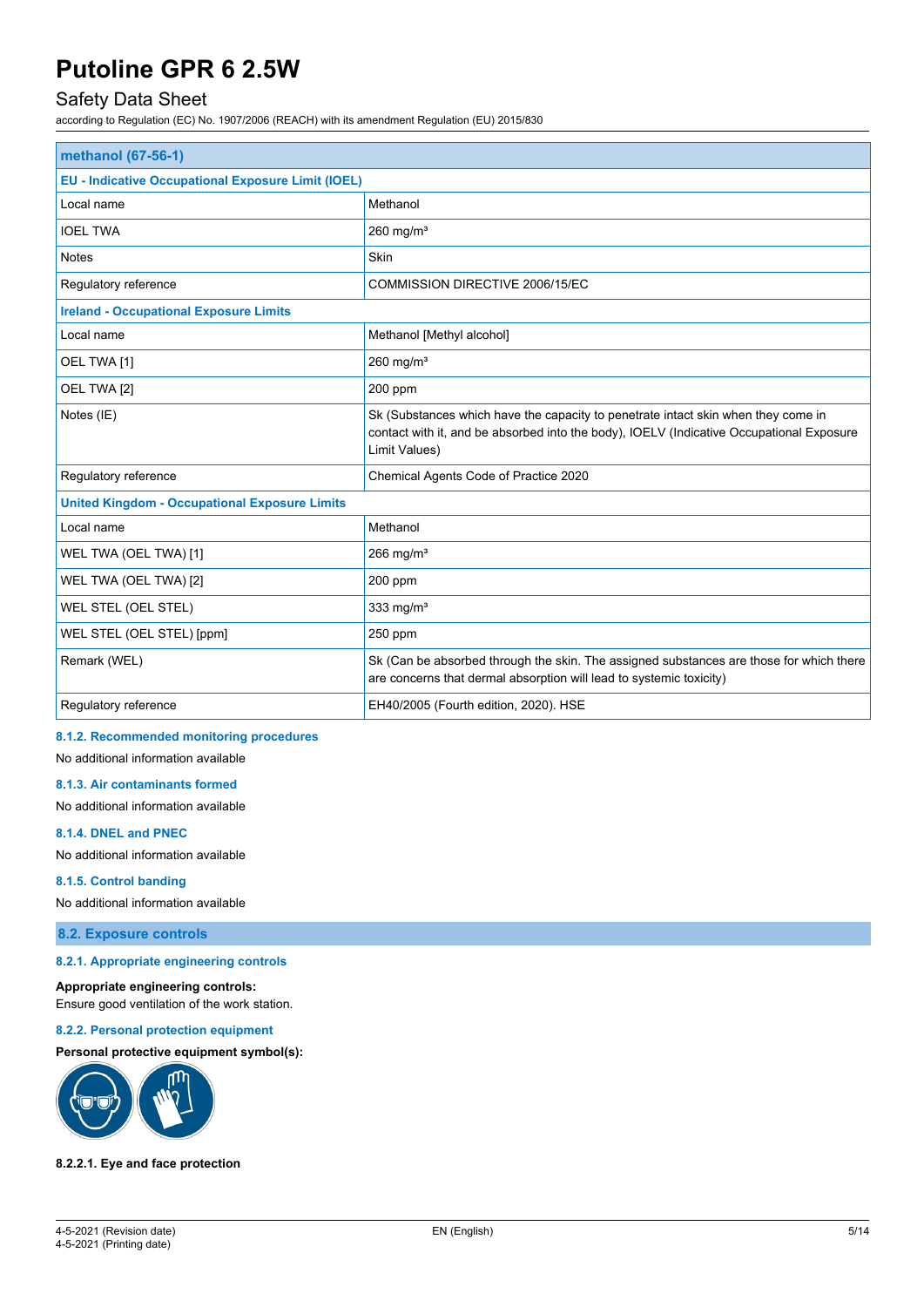| methanol (67-56-1) | |
|---|---|
| **EU - Indicative Occupational Exposure Limit (IOEL)** | |
| Local name | Methanol |
| IOEL TWA | 260 mg/m³ |
| Notes | Skin |
| Regulatory reference | COMMISSION DIRECTIVE 2006/15/EC |
| **Ireland - Occupational Exposure Limits** | |
| Local name | Methanol [Methyl alcohol] |
| OEL TWA [1] | 260 mg/m³ |
| OEL TWA [2] | 200 ppm |
| Notes (IE) | Sk (Substances which have the capacity to penetrate intact skin when they come in contact with it, and be absorbed into the body), IOELV (Indicative Occupational Exposure Limit Values) |
| Regulatory reference | Chemical Agents Code of Practice 2020 |
| **United Kingdom - Occupational Exposure Limits** | |
| Local name | Methanol |
| WEL TWA (OEL TWA) [1] | 266 mg/m³ |
| WEL TWA (OEL TWA) [2] | 200 ppm |
| WEL STEL (OEL STEL) | 333 mg/m³ |
| WEL STEL (OEL STEL) [ppm] | 250 ppm |
| Remark (WEL) | Sk (Can be absorbed through the skin. The assigned substances are those for which there are concerns that dermal absorption will lead to systemic toxicity) |
| Regulatory reference | EH40/2005 (Fourth edition, 2020). HSE |

#### 8.1.2. Recommended monitoring procedures

No additional information available

#### 8.1.3. Air contaminants formed

No additional information available

#### 8.1.4. DNEL and PNEC

No additional information available

#### 8.1.5. Control banding

No additional information available

### 8.2. Exposure controls

#### 8.2.1. Appropriate engineering controls

**Appropriate engineering controls:**
Ensure good ventilation of the work station.

#### 8.2.2. Personal protection equipment

**Personal protective equipment symbol(s):**

**8.2.2.1. Eye and face protection**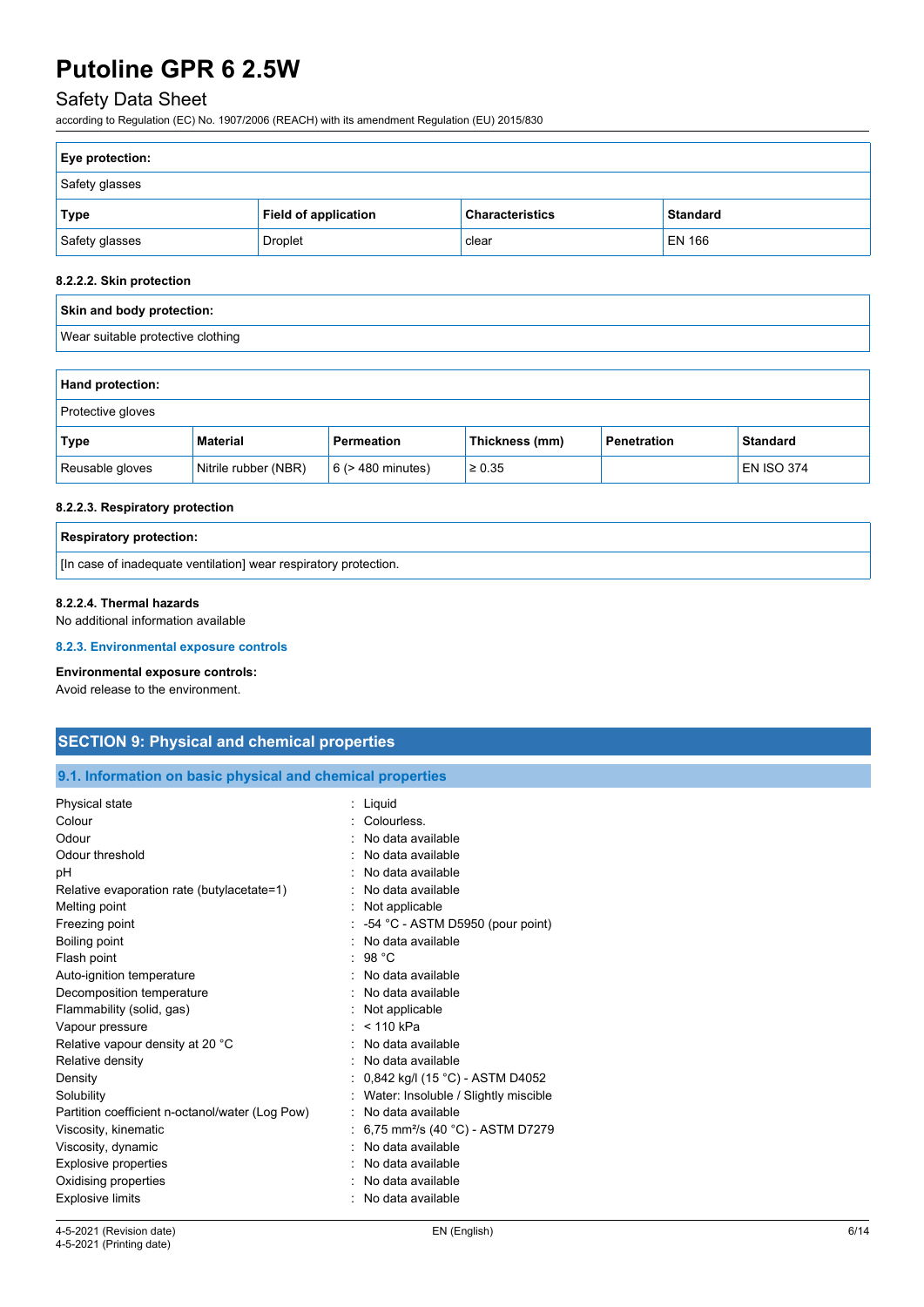| Eye protection: | | | |
|---|---|---|---|
| Safety glasses | | | |
| **Type** | **Field of application** | **Characteristics** | **Standard** |
| Safety glasses | Droplet | clear | EN 166 |

#### 8.2.2.2. Skin protection

| Skin and body protection: |
|---|
| Wear suitable protective clothing |

| Hand protection: | | | | | |
|---|---|---|---|---|---|
| Protective gloves | | | | | |
| **Type** | **Material** | **Permeation** | **Thickness (mm)** | **Penetration** | **Standard** |
| Reusable gloves | Nitrile rubber (NBR) | 6 (> 480 minutes) | ≥ 0.35 | | EN ISO 374 |

#### 8.2.2.3. Respiratory protection

| Respiratory protection: |
|---|
| [In case of inadequate ventilation] wear respiratory protection. |

#### 8.2.2.4. Thermal hazards

No additional information available

### 8.2.3. Environmental exposure controls

**Environmental exposure controls:**

Avoid release to the environment.

## SECTION 9: Physical and chemical properties

### 9.1. Information on basic physical and chemical properties

| | |
|---|---|
| Physical state | : Liquid |
| Colour | : Colourless. |
| Odour | : No data available |
| Odour threshold | : No data available |
| pH | : No data available |
| Relative evaporation rate (butylacetate=1) | : No data available |
| Melting point | : Not applicable |
| Freezing point | : -54 °C - ASTM D5950 (pour point) |
| Boiling point | : No data available |
| Flash point | : 98 °C |
| Auto-ignition temperature | : No data available |
| Decomposition temperature | : No data available |
| Flammability (solid, gas) | : Not applicable |
| Vapour pressure | : < 110 kPa |
| Relative vapour density at 20 °C | : No data available |
| Relative density | : No data available |
| Density | : 0,842 kg/l (15 °C) - ASTM D4052 |
| Solubility | : Water: Insoluble / Slightly miscible |
| Partition coefficient n-octanol/water (Log Pow) | : No data available |
| Viscosity, kinematic | : 6,75 $mm^2/s$ (40 °C) - ASTM D7279 |
| Viscosity, dynamic | : No data available |
| Explosive properties | : No data available |
| Oxidising properties | : No data available |
| Explosive limits | : No data available |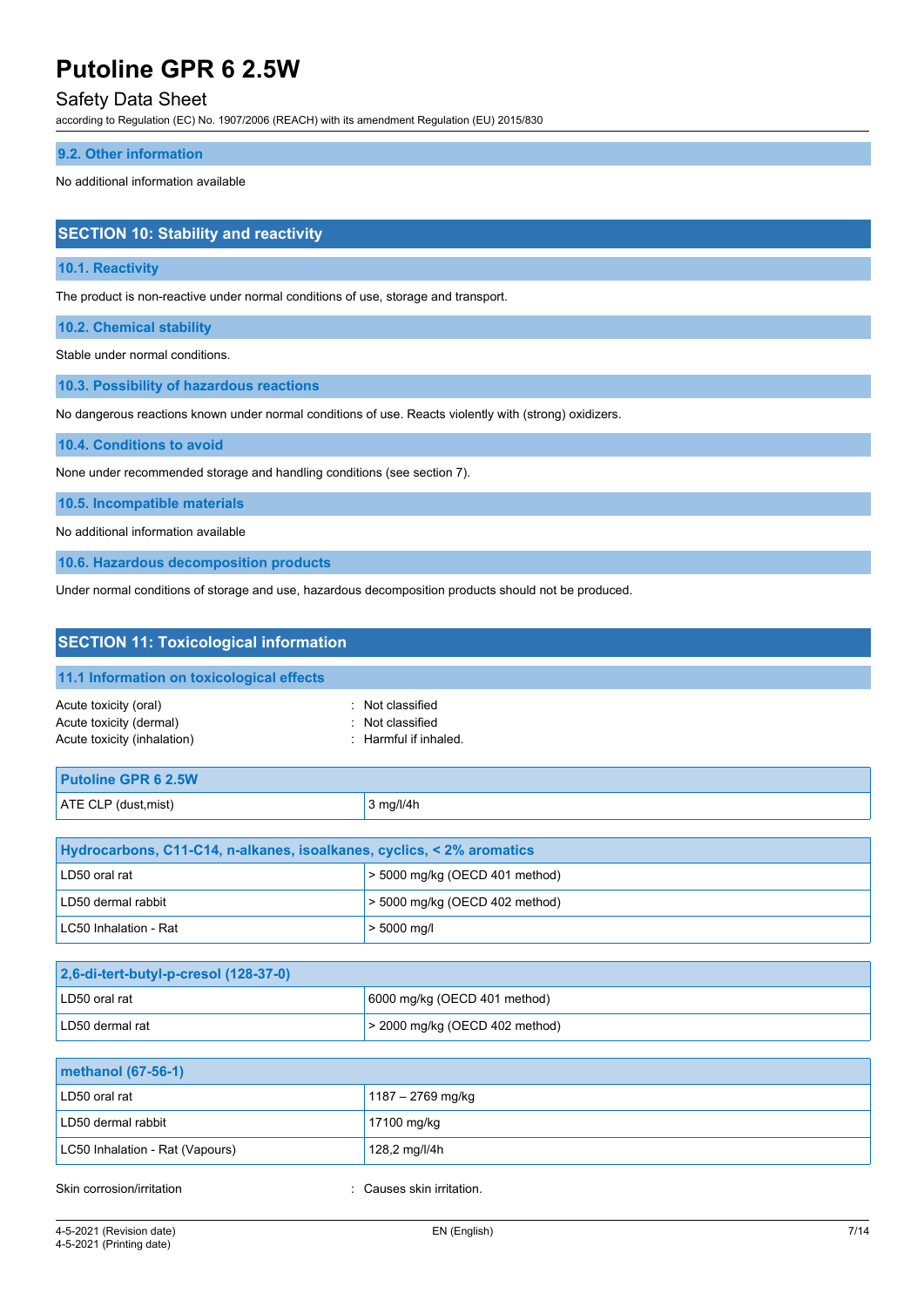### 9.2. Other information

No additional information available

## SECTION 10: Stability and reactivity

### 10.1. Reactivity

The product is non-reactive under normal conditions of use, storage and transport.

### 10.2. Chemical stability

Stable under normal conditions.

### 10.3. Possibility of hazardous reactions

No dangerous reactions known under normal conditions of use. Reacts violently with (strong) oxidizers.

### 10.4. Conditions to avoid

None under recommended storage and handling conditions (see section 7).

### 10.5. Incompatible materials

No additional information available

### 10.6. Hazardous decomposition products

Under normal conditions of storage and use, hazardous decomposition products should not be produced.

## SECTION 11: Toxicological information

### 11.1 Information on toxicological effects

Acute toxicity (oral) : Not classified
Acute toxicity (dermal) : Not classified
Acute toxicity (inhalation) : Harmful if inhaled.

| Putoline GPR 6 2.5W | |
|---|---|
| ATE CLP (dust,mist) | 3 mg/l/4h |

| Hydrocarbons, C11-C14, n-alkanes, isoalkanes, cyclics, < 2% aromatics | |
|---|---|
| LD50 oral rat | > 5000 mg/kg (OECD 401 method) |
| LD50 dermal rabbit | > 5000 mg/kg (OECD 402 method) |
| LC50 Inhalation - Rat | > 5000 mg/l |

| 2,6-di-tert-butyl-p-cresol (128-37-0) | |
|---|---|
| LD50 oral rat | 6000 mg/kg (OECD 401 method) |
| LD50 dermal rat | > 2000 mg/kg (OECD 402 method) |

| methanol (67-56-1) | |
|---|---|
| LD50 oral rat | 1187 – 2769 mg/kg |
| LD50 dermal rabbit | 17100 mg/kg |
| LC50 Inhalation - Rat (Vapours) | 128,2 mg/l/4h |

Skin corrosion/irritation : Causes skin irritation.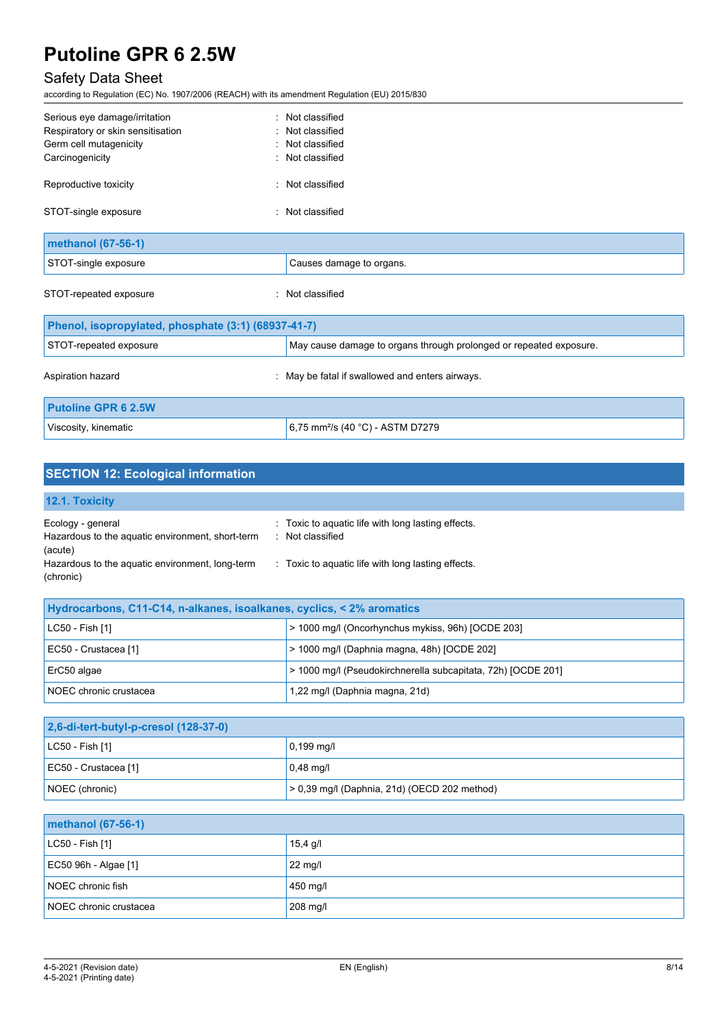| | |
|---|---|
| Serious eye damage/irritation | : Not classified |
| Respiratory or skin sensitisation | : Not classified |
| Germ cell mutagenicity | : Not classified |
| Carcinogenicity | : Not classified |
| Reproductive toxicity | : Not classified |
| STOT-single exposure | : Not classified |

| methanol (67-56-1) | |
|---|---|
| STOT-single exposure | Causes damage to organs. |

STOT-repeated exposure : Not classified

| Phenol, isopropylated, phosphate (3:1) (68937-41-7) | |
|---|---|
| STOT-repeated exposure | May cause damage to organs through prolonged or repeated exposure. |

Aspiration hazard : May be fatal if swallowed and enters airways.

| Putoline GPR 6 2.5W | |
|---|---|
| Viscosity, kinematic | 6,75 mm²/s (40 °C) - ASTM D7279 |

## SECTION 12: Ecological information

### 12.1. Toxicity

| | |
|---|---|
| Ecology - general | : Toxic to aquatic life with long lasting effects. |
| Hazardous to the aquatic environment, short-term (acute) | : Not classified |
| Hazardous to the aquatic environment, long-term (chronic) | : Toxic to aquatic life with long lasting effects. |

| Hydrocarbons, C11-C14, n-alkanes, isoalkanes, cyclics, < 2% aromatics | |
|---|---|
| LC50 - Fish [1] | > 1000 mg/l (Oncorhynchus mykiss, 96h) [OCDE 203] |
| EC50 - Crustacea [1] | > 1000 mg/l (Daphnia magna, 48h) [OCDE 202] |
| ErC50 algae | > 1000 mg/l (Pseudokirchnerella subcapitata, 72h) [OCDE 201] |
| NOEC chronic crustacea | 1,22 mg/l (Daphnia magna, 21d) |

| 2,6-di-tert-butyl-p-cresol (128-37-0) | |
|---|---|
| LC50 - Fish [1] | 0,199 mg/l |
| EC50 - Crustacea [1] | 0,48 mg/l |
| NOEC (chronic) | > 0,39 mg/l (Daphnia, 21d) (OECD 202 method) |

| methanol (67-56-1) | |
|---|---|
| LC50 - Fish [1] | 15,4 g/l |
| EC50 96h - Algae [1] | 22 mg/l |
| NOEC chronic fish | 450 mg/l |
| NOEC chronic crustacea | 208 mg/l |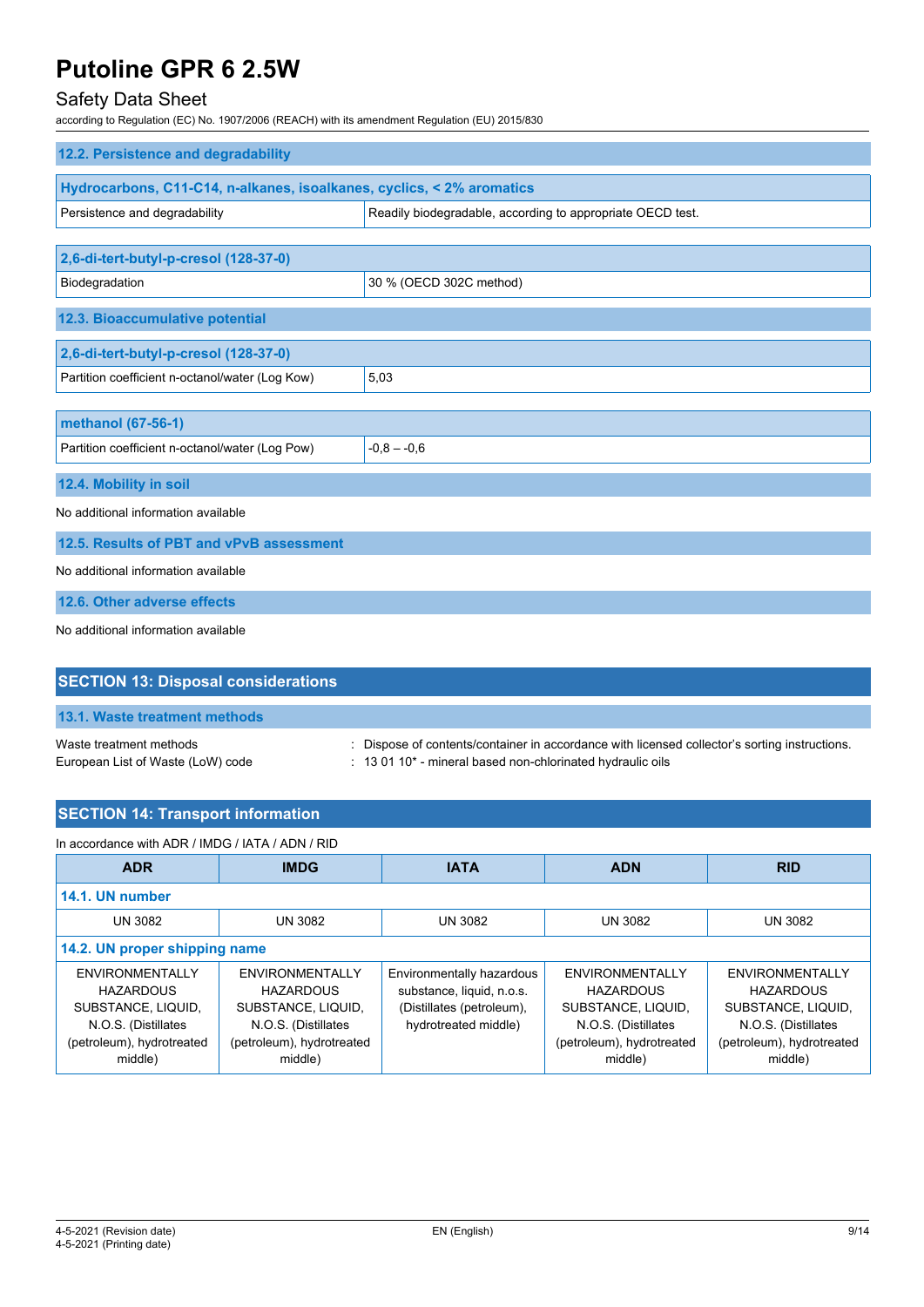### 12.2. Persistence and degradability

| Hydrocarbons, C11-C14, n-alkanes, isoalkanes, cyclics, < 2% aromatics | |
|---|---|
| Persistence and degradability | Readily biodegradable, according to appropriate OECD test. |

| 2,6-di-tert-butyl-p-cresol (128-37-0) | |
|---|---|
| Biodegradation | 30 % (OECD 302C method) |

### 12.3. Bioaccumulative potential

| 2,6-di-tert-butyl-p-cresol (128-37-0) | |
|---|---|
| Partition coefficient n-octanol/water (Log Kow) | 5,03 |

| methanol (67-56-1) | |
|---|---|
| Partition coefficient n-octanol/water (Log Pow) | -0,8 – -0,6 |

### 12.4. Mobility in soil

No additional information available

### 12.5. Results of PBT and vPvB assessment

No additional information available

### 12.6. Other adverse effects

No additional information available

## SECTION 13: Disposal considerations

### 13.1. Waste treatment methods

Waste treatment methods : Dispose of contents/container in accordance with licensed collector's sorting instructions.

European List of Waste (LoW) code : 13 01 10* - mineral based non-chlorinated hydraulic oils

## SECTION 14: Transport information

In accordance with ADR / IMDG / IATA / ADN / RID

| ADR | IMDG | IATA | ADN | RID |
|---|---|---|---|---|
| **14.1. UN number** | | | | |
| UN 3082 | UN 3082 | UN 3082 | UN 3082 | UN 3082 |
| **14.2. UN proper shipping name** | | | | |
| ENVIRONMENTALLY HAZARDOUS SUBSTANCE, LIQUID, N.O.S. (Distillates (petroleum), hydrotreated middle) | ENVIRONMENTALLY HAZARDOUS SUBSTANCE, LIQUID, N.O.S. (Distillates (petroleum), hydrotreated middle) | Environmentally hazardous substance, liquid, n.o.s. (Distillates (petroleum), hydrotreated middle) | ENVIRONMENTALLY HAZARDOUS SUBSTANCE, LIQUID, N.O.S. (Distillates (petroleum), hydrotreated middle) | ENVIRONMENTALLY HAZARDOUS SUBSTANCE, LIQUID, N.O.S. (Distillates (petroleum), hydrotreated middle) |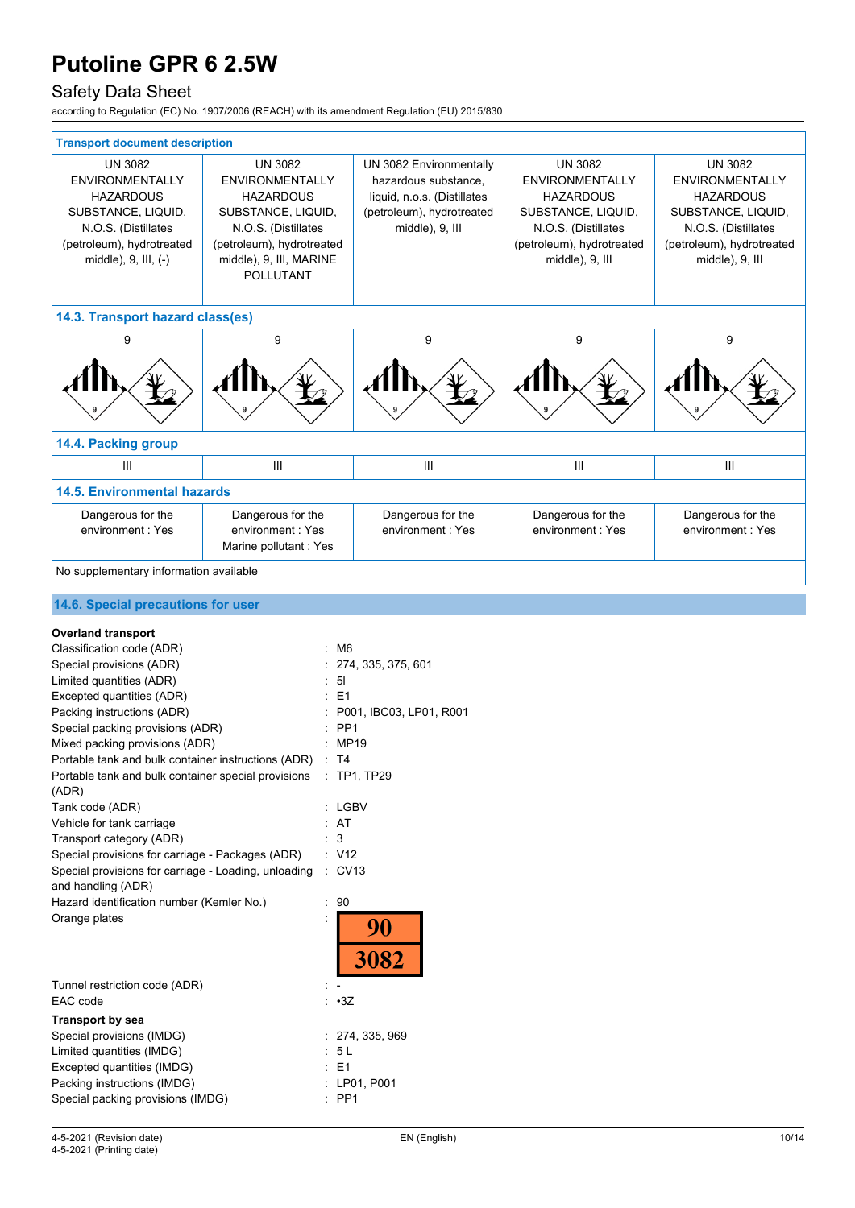# Putoline GPR 6 2.5W

## Safety Data Sheet

according to Regulation (EC) No. 1907/2006 (REACH) with its amendment Regulation (EU) 2015/830

| Transport document description | | | | |
|---|---|---|---|---|
| UN 3082 ENVIRONMENTALLY HAZARDOUS SUBSTANCE, LIQUID, N.O.S. (Distillates (petroleum), hydrotreated middle), 9, III, (-) | UN 3082 ENVIRONMENTALLY HAZARDOUS SUBSTANCE, LIQUID, N.O.S. (Distillates (petroleum), hydrotreated middle), 9, III, MARINE POLLUTANT | UN 3082 Environmentally hazardous substance, liquid, n.o.s. (Distillates (petroleum), hydrotreated middle), 9, III | UN 3082 ENVIRONMENTALLY HAZARDOUS SUBSTANCE, LIQUID, N.O.S. (Distillates (petroleum), hydrotreated middle), 9, III | UN 3082 ENVIRONMENTALLY HAZARDOUS SUBSTANCE, LIQUID, N.O.S. (Distillates (petroleum), hydrotreated middle), 9, III |
| **14.3. Transport hazard class(es)** | | | | |
| 9 | 9 | 9 | 9 | 9 |
| **14.4. Packing group** | | | | |
| III | III | III | III | III |
| **14.5. Environmental hazards** | | | | |
| Dangerous for the environment : Yes | Dangerous for the environment : Yes<br>Marine pollutant : Yes | Dangerous for the environment : Yes | Dangerous for the environment : Yes | Dangerous for the environment : Yes |

No supplementary information available

### 14.6. Special precautions for user

**Overland transport**

Classification code (ADR) : M6
Special provisions (ADR) : 274, 335, 375, 601
Limited quantities (ADR) : 5l
Excepted quantities (ADR) : E1
Packing instructions (ADR) : P001, IBC03, LP01, R001
Special packing provisions (ADR) : PP1
Mixed packing provisions (ADR) : MP19
Portable tank and bulk container instructions (ADR) : T4
Portable tank and bulk container special provisions (ADR) : TP1, TP29
Tank code (ADR) : LGBV
Vehicle for tank carriage : AT
Transport category (ADR) : 3
Special provisions for carriage - Packages (ADR) : V12
Special provisions for carriage - Loading, unloading and handling (ADR) : CV13
Hazard identification number (Kemler No.) : 90
Orange plates : 90 / 3082
Tunnel restriction code (ADR) : -
EAC code : •3Z

**Transport by sea**

Special provisions (IMDG) : 274, 335, 969
Limited quantities (IMDG) : 5 L
Excepted quantities (IMDG) : E1
Packing instructions (IMDG) : LP01, P001
Special packing provisions (IMDG) : PP1

4-5-2021 (Revision date)
4-5-2021 (Printing date)
EN (English)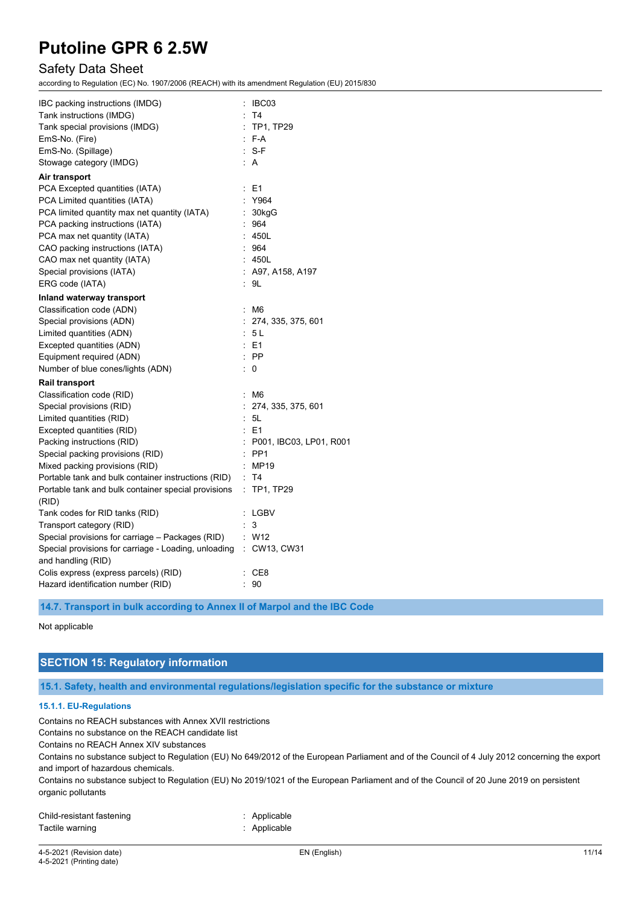IBC packing instructions (IMDG) : IBC03
Tank instructions (IMDG) : T4
Tank special provisions (IMDG) : TP1, TP29
EmS-No. (Fire) : F-A
EmS-No. (Spillage) : S-F
Stowage category (IMDG) : A

**Air transport**

PCA Excepted quantities (IATA) : E1
PCA Limited quantities (IATA) : Y964
PCA limited quantity max net quantity (IATA) : 30kgG
PCA packing instructions (IATA) : 964
PCA max net quantity (IATA) : 450L
CAO packing instructions (IATA) : 964
CAO max net quantity (IATA) : 450L
Special provisions (IATA) : A97, A158, A197
ERG code (IATA) : 9L

**Inland waterway transport**

Classification code (ADN) : M6
Special provisions (ADN) : 274, 335, 375, 601
Limited quantities (ADN) : 5 L
Excepted quantities (ADN) : E1
Equipment required (ADN) : PP
Number of blue cones/lights (ADN) : 0

**Rail transport**

Classification code (RID) : M6
Special provisions (RID) : 274, 335, 375, 601
Limited quantities (RID) : 5L
Excepted quantities (RID) : E1
Packing instructions (RID) : P001, IBC03, LP01, R001
Special packing provisions (RID) : PP1
Mixed packing provisions (RID) : MP19
Portable tank and bulk container instructions (RID) : T4
Portable tank and bulk container special provisions (RID) : TP1, TP29
Tank codes for RID tanks (RID) : LGBV
Transport category (RID) : 3
Special provisions for carriage – Packages (RID) : W12
Special provisions for carriage - Loading, unloading and handling (RID) : CW13, CW31
Colis express (express parcels) (RID) : CE8
Hazard identification number (RID) : 90

### 14.7. Transport in bulk according to Annex II of Marpol and the IBC Code

Not applicable

## SECTION 15: Regulatory information

### 15.1. Safety, health and environmental regulations/legislation specific for the substance or mixture

#### 15.1.1. EU-Regulations

Contains no REACH substances with Annex XVII restrictions
Contains no substance on the REACH candidate list
Contains no REACH Annex XIV substances
Contains no substance subject to Regulation (EU) No 649/2012 of the European Parliament and of the Council of 4 July 2012 concerning the export and import of hazardous chemicals.
Contains no substance subject to Regulation (EU) No 2019/1021 of the European Parliament and of the Council of 20 June 2019 on persistent organic pollutants

Child-resistant fastening : Applicable
Tactile warning : Applicable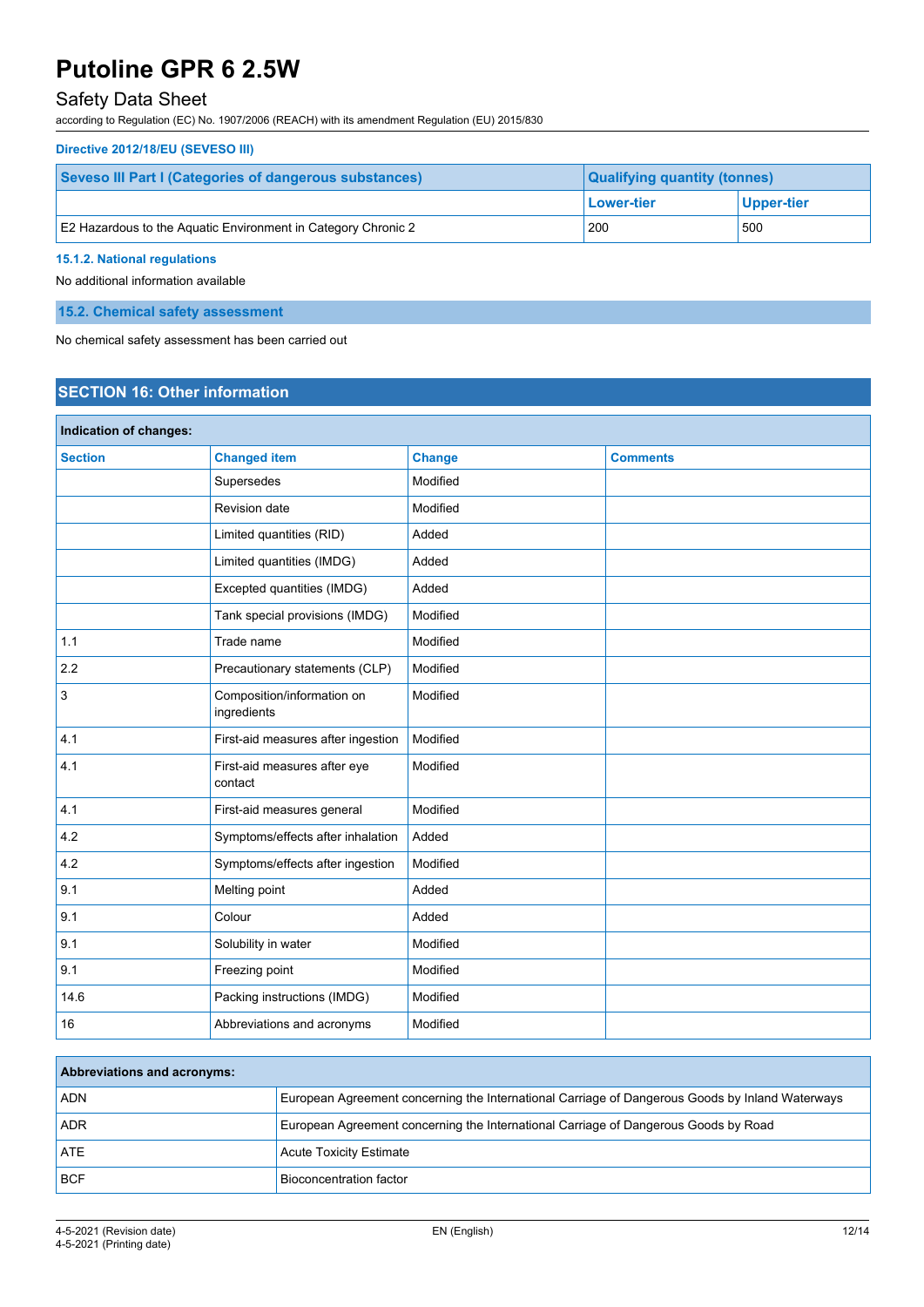**Directive 2012/18/EU (SEVESO III)**

| Seveso III Part I (Categories of dangerous substances) | Qualifying quantity (tonnes) | |
|---|---|---|
| | Lower-tier | Upper-tier |
| E2 Hazardous to the Aquatic Environment in Category Chronic 2 | 200 | 500 |

#### 15.1.2. National regulations

No additional information available

### 15.2. Chemical safety assessment

No chemical safety assessment has been carried out

## SECTION 16: Other information

**Indication of changes:**

| Section | Changed item | Change | Comments |
|---|---|---|---|
| | Supersedes | Modified | |
| | Revision date | Modified | |
| | Limited quantities (RID) | Added | |
| | Limited quantities (IMDG) | Added | |
| | Excepted quantities (IMDG) | Added | |
| | Tank special provisions (IMDG) | Modified | |
| 1.1 | Trade name | Modified | |
| 2.2 | Precautionary statements (CLP) | Modified | |
| 3 | Composition/information on ingredients | Modified | |
| 4.1 | First-aid measures after ingestion | Modified | |
| 4.1 | First-aid measures after eye contact | Modified | |
| 4.1 | First-aid measures general | Modified | |
| 4.2 | Symptoms/effects after inhalation | Added | |
| 4.2 | Symptoms/effects after ingestion | Modified | |
| 9.1 | Melting point | Added | |
| 9.1 | Colour | Added | |
| 9.1 | Solubility in water | Modified | |
| 9.1 | Freezing point | Modified | |
| 14.6 | Packing instructions (IMDG) | Modified | |
| 16 | Abbreviations and acronyms | Modified | |

**Abbreviations and acronyms:**

| Abbreviation | Description |
|---|---|
| ADN | European Agreement concerning the International Carriage of Dangerous Goods by Inland Waterways |
| ADR | European Agreement concerning the International Carriage of Dangerous Goods by Road |
| ATE | Acute Toxicity Estimate |
| BCF | Bioconcentration factor |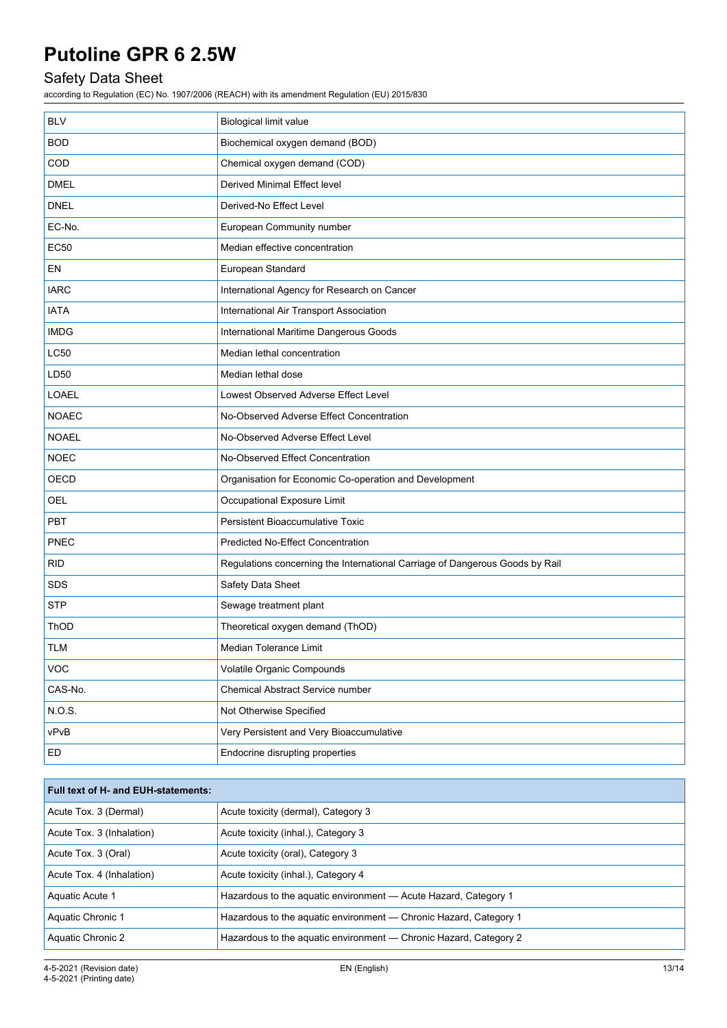| BLV | Biological limit value |
|---|---|
| BOD | Biochemical oxygen demand (BOD) |
| COD | Chemical oxygen demand (COD) |
| DMEL | Derived Minimal Effect level |
| DNEL | Derived-No Effect Level |
| EC-No. | European Community number |
| EC50 | Median effective concentration |
| EN | European Standard |
| IARC | International Agency for Research on Cancer |
| IATA | International Air Transport Association |
| IMDG | International Maritime Dangerous Goods |
| LC50 | Median lethal concentration |
| LD50 | Median lethal dose |
| LOAEL | Lowest Observed Adverse Effect Level |
| NOAEC | No-Observed Adverse Effect Concentration |
| NOAEL | No-Observed Adverse Effect Level |
| NOEC | No-Observed Effect Concentration |
| OECD | Organisation for Economic Co-operation and Development |
| OEL | Occupational Exposure Limit |
| PBT | Persistent Bioaccumulative Toxic |
| PNEC | Predicted No-Effect Concentration |
| RID | Regulations concerning the International Carriage of Dangerous Goods by Rail |
| SDS | Safety Data Sheet |
| STP | Sewage treatment plant |
| ThOD | Theoretical oxygen demand (ThOD) |
| TLM | Median Tolerance Limit |
| VOC | Volatile Organic Compounds |
| CAS-No. | Chemical Abstract Service number |
| N.O.S. | Not Otherwise Specified |
| vPvB | Very Persistent and Very Bioaccumulative |
| ED | Endocrine disrupting properties |

| **Full text of H- and EUH-statements:** | |
|---|---|
| Acute Tox. 3 (Dermal) | Acute toxicity (dermal), Category 3 |
| Acute Tox. 3 (Inhalation) | Acute toxicity (inhal.), Category 3 |
| Acute Tox. 3 (Oral) | Acute toxicity (oral), Category 3 |
| Acute Tox. 4 (Inhalation) | Acute toxicity (inhal.), Category 4 |
| Aquatic Acute 1 | Hazardous to the aquatic environment — Acute Hazard, Category 1 |
| Aquatic Chronic 1 | Hazardous to the aquatic environment — Chronic Hazard, Category 1 |
| Aquatic Chronic 2 | Hazardous to the aquatic environment — Chronic Hazard, Category 2 |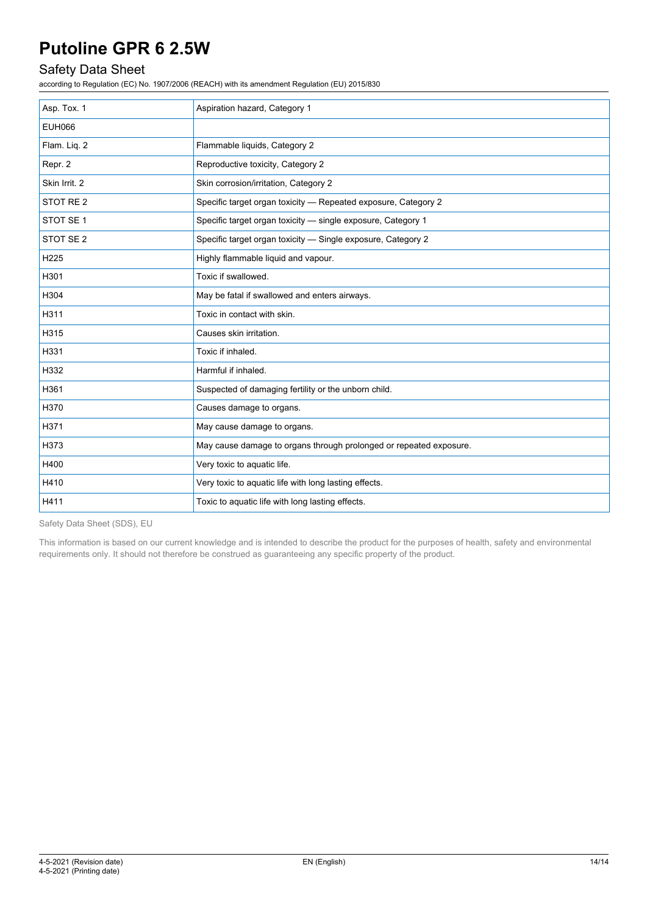# Putoline GPR 6 2.5W

## Safety Data Sheet

according to Regulation (EC) No. 1907/2006 (REACH) with its amendment Regulation (EU) 2015/830

| | |
|---|---|
| Asp. Tox. 1 | Aspiration hazard, Category 1 |
| EUH066 | |
| Flam. Liq. 2 | Flammable liquids, Category 2 |
| Repr. 2 | Reproductive toxicity, Category 2 |
| Skin Irrit. 2 | Skin corrosion/irritation, Category 2 |
| STOT RE 2 | Specific target organ toxicity — Repeated exposure, Category 2 |
| STOT SE 1 | Specific target organ toxicity — single exposure, Category 1 |
| STOT SE 2 | Specific target organ toxicity — Single exposure, Category 2 |
| H225 | Highly flammable liquid and vapour. |
| H301 | Toxic if swallowed. |
| H304 | May be fatal if swallowed and enters airways. |
| H311 | Toxic in contact with skin. |
| H315 | Causes skin irritation. |
| H331 | Toxic if inhaled. |
| H332 | Harmful if inhaled. |
| H361 | Suspected of damaging fertility or the unborn child. |
| H370 | Causes damage to organs. |
| H371 | May cause damage to organs. |
| H373 | May cause damage to organs through prolonged or repeated exposure. |
| H400 | Very toxic to aquatic life. |
| H410 | Very toxic to aquatic life with long lasting effects. |
| H411 | Toxic to aquatic life with long lasting effects. |

Safety Data Sheet (SDS), EU

This information is based on our current knowledge and is intended to describe the product for the purposes of health, safety and environmental requirements only. It should not therefore be construed as guaranteeing any specific property of the product.

4-5-2021 (Revision date)
4-5-2021 (Printing date)

EN (English)